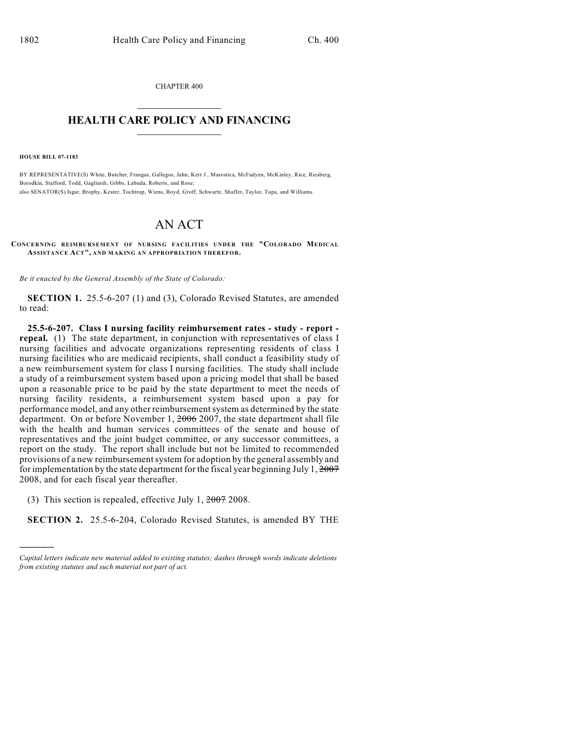CHAPTER 400

# HEALTH CARE POLICY AND FINANCING

**HOUSE BILL 07-1183**

BY REPRESENTATIVE(S) White, Butcher, Frangas, Gallegos, Jahn, Kerr J., Marostica, McFadyen, McKinley, Rice, Riesberg, Borodkin, Stafford, Todd, Gagliardi, Gibbs, Labuda, Roberts, and Rose;
also SENATOR(S) Isgar, Brophy, Kester, Tochtrop, Wiens, Boyd, Groff, Schwartz, Shaffer, Taylor, Tupa, and Williams.

# AN ACT

**CONCERNING REIMBURSEMENT OF NURSING FACILITIES UNDER THE "COLORADO MEDICAL ASSISTANCE ACT", AND MAKING AN APPROPRIATION THEREFOR.**

*Be it enacted by the General Assembly of the State of Colorado:*

**SECTION 1.** 25.5-6-207 (1) and (3), Colorado Revised Statutes, are amended to read:

**25.5-6-207. Class I nursing facility reimbursement rates - study - report - repeal.** (1) The state department, in conjunction with representatives of class I nursing facilities and advocate organizations representing residents of class I nursing facilities who are medicaid recipients, shall conduct a feasibility study of a new reimbursement system for class I nursing facilities. The study shall include a study of a reimbursement system based upon a pricing model that shall be based upon a reasonable price to be paid by the state department to meet the needs of nursing facility residents, a reimbursement system based upon a pay for performance model, and any other reimbursement system as determined by the state department. On or before November 1, ~~2006~~ 2007, the state department shall file with the health and human services committees of the senate and house of representatives and the joint budget committee, or any successor committees, a report on the study. The report shall include but not be limited to recommended provisions of a new reimbursement system for adoption by the general assembly and for implementation by the state department for the fiscal year beginning July 1, ~~2007~~ 2008, and for each fiscal year thereafter.

(3) This section is repealed, effective July 1, ~~2007~~ 2008.

**SECTION 2.** 25.5-6-204, Colorado Revised Statutes, is amended BY THE

---

*Capital letters indicate new material added to existing statutes; dashes through words indicate deletions from existing statutes and such material not part of act.*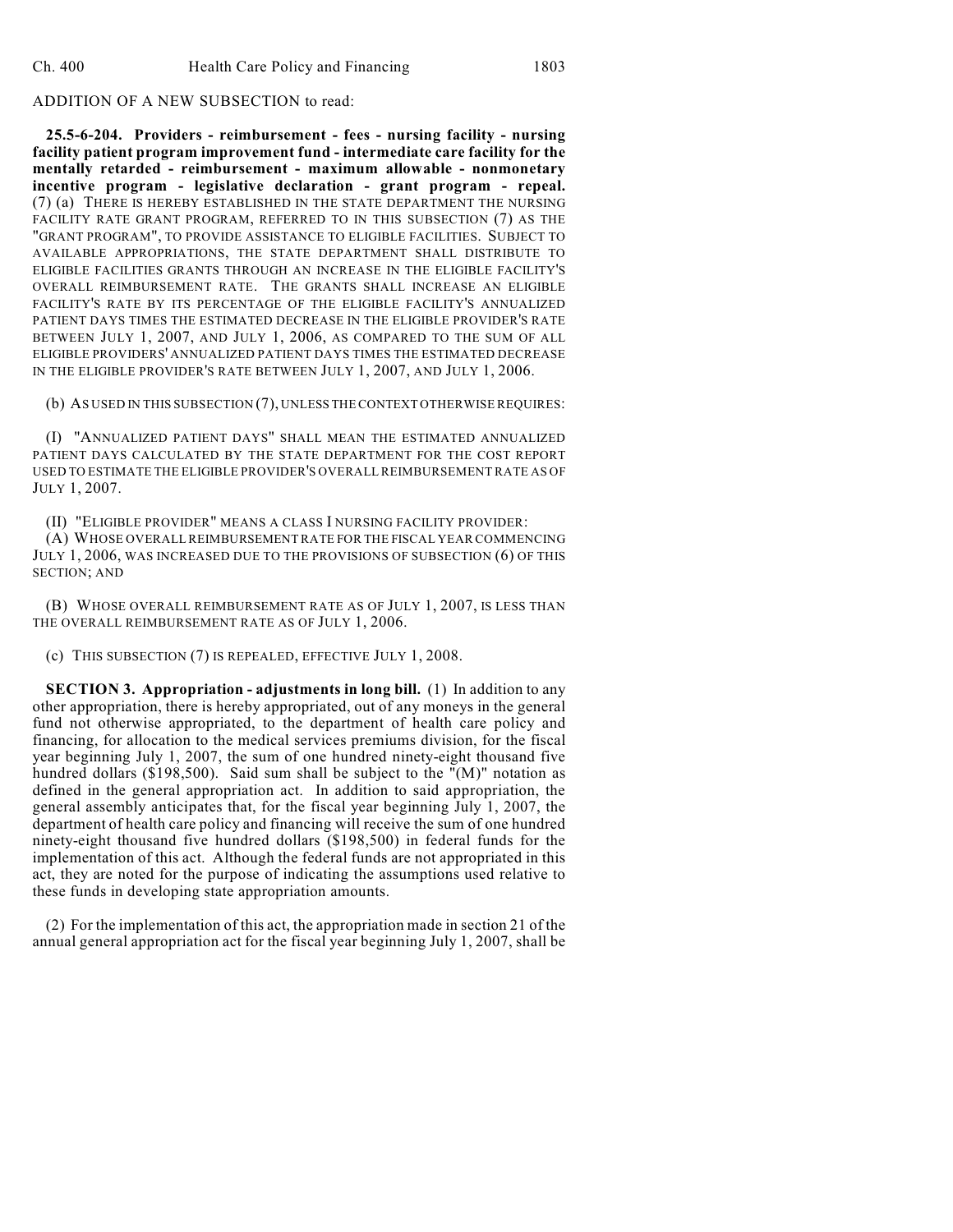ADDITION OF A NEW SUBSECTION to read:

**25.5-6-204. Providers - reimbursement - fees - nursing facility - nursing facility patient program improvement fund - intermediate care facility for the mentally retarded - reimbursement - maximum allowable - nonmonetary incentive program - legislative declaration - grant program - repeal.** (7) (a) THERE IS HEREBY ESTABLISHED IN THE STATE DEPARTMENT THE NURSING FACILITY RATE GRANT PROGRAM, REFERRED TO IN THIS SUBSECTION (7) AS THE "GRANT PROGRAM", TO PROVIDE ASSISTANCE TO ELIGIBLE FACILITIES. SUBJECT TO AVAILABLE APPROPRIATIONS, THE STATE DEPARTMENT SHALL DISTRIBUTE TO ELIGIBLE FACILITIES GRANTS THROUGH AN INCREASE IN THE ELIGIBLE FACILITY'S OVERALL REIMBURSEMENT RATE. THE GRANTS SHALL INCREASE AN ELIGIBLE FACILITY'S RATE BY ITS PERCENTAGE OF THE ELIGIBLE FACILITY'S ANNUALIZED PATIENT DAYS TIMES THE ESTIMATED DECREASE IN THE ELIGIBLE PROVIDER'S RATE BETWEEN JULY 1, 2007, AND JULY 1, 2006, AS COMPARED TO THE SUM OF ALL ELIGIBLE PROVIDERS' ANNUALIZED PATIENT DAYS TIMES THE ESTIMATED DECREASE IN THE ELIGIBLE PROVIDER'S RATE BETWEEN JULY 1, 2007, AND JULY 1, 2006.

(b) AS USED IN THIS SUBSECTION (7), UNLESS THE CONTEXT OTHERWISE REQUIRES:

(I) "ANNUALIZED PATIENT DAYS" SHALL MEAN THE ESTIMATED ANNUALIZED PATIENT DAYS CALCULATED BY THE STATE DEPARTMENT FOR THE COST REPORT USED TO ESTIMATE THE ELIGIBLE PROVIDER'S OVERALL REIMBURSEMENT RATE AS OF JULY 1, 2007.

(II) "ELIGIBLE PROVIDER" MEANS A CLASS I NURSING FACILITY PROVIDER:

(A) WHOSE OVERALL REIMBURSEMENT RATE FOR THE FISCAL YEAR COMMENCING JULY 1, 2006, WAS INCREASED DUE TO THE PROVISIONS OF SUBSECTION (6) OF THIS SECTION; AND

(B) WHOSE OVERALL REIMBURSEMENT RATE AS OF JULY 1, 2007, IS LESS THAN THE OVERALL REIMBURSEMENT RATE AS OF JULY 1, 2006.

(c) THIS SUBSECTION (7) IS REPEALED, EFFECTIVE JULY 1, 2008.

**SECTION 3. Appropriation - adjustments in long bill.** (1) In addition to any other appropriation, there is hereby appropriated, out of any moneys in the general fund not otherwise appropriated, to the department of health care policy and financing, for allocation to the medical services premiums division, for the fiscal year beginning July 1, 2007, the sum of one hundred ninety-eight thousand five hundred dollars ($198,500). Said sum shall be subject to the "(M)" notation as defined in the general appropriation act. In addition to said appropriation, the general assembly anticipates that, for the fiscal year beginning July 1, 2007, the department of health care policy and financing will receive the sum of one hundred ninety-eight thousand five hundred dollars ($198,500) in federal funds for the implementation of this act. Although the federal funds are not appropriated in this act, they are noted for the purpose of indicating the assumptions used relative to these funds in developing state appropriation amounts.

(2) For the implementation of this act, the appropriation made in section 21 of the annual general appropriation act for the fiscal year beginning July 1, 2007, shall be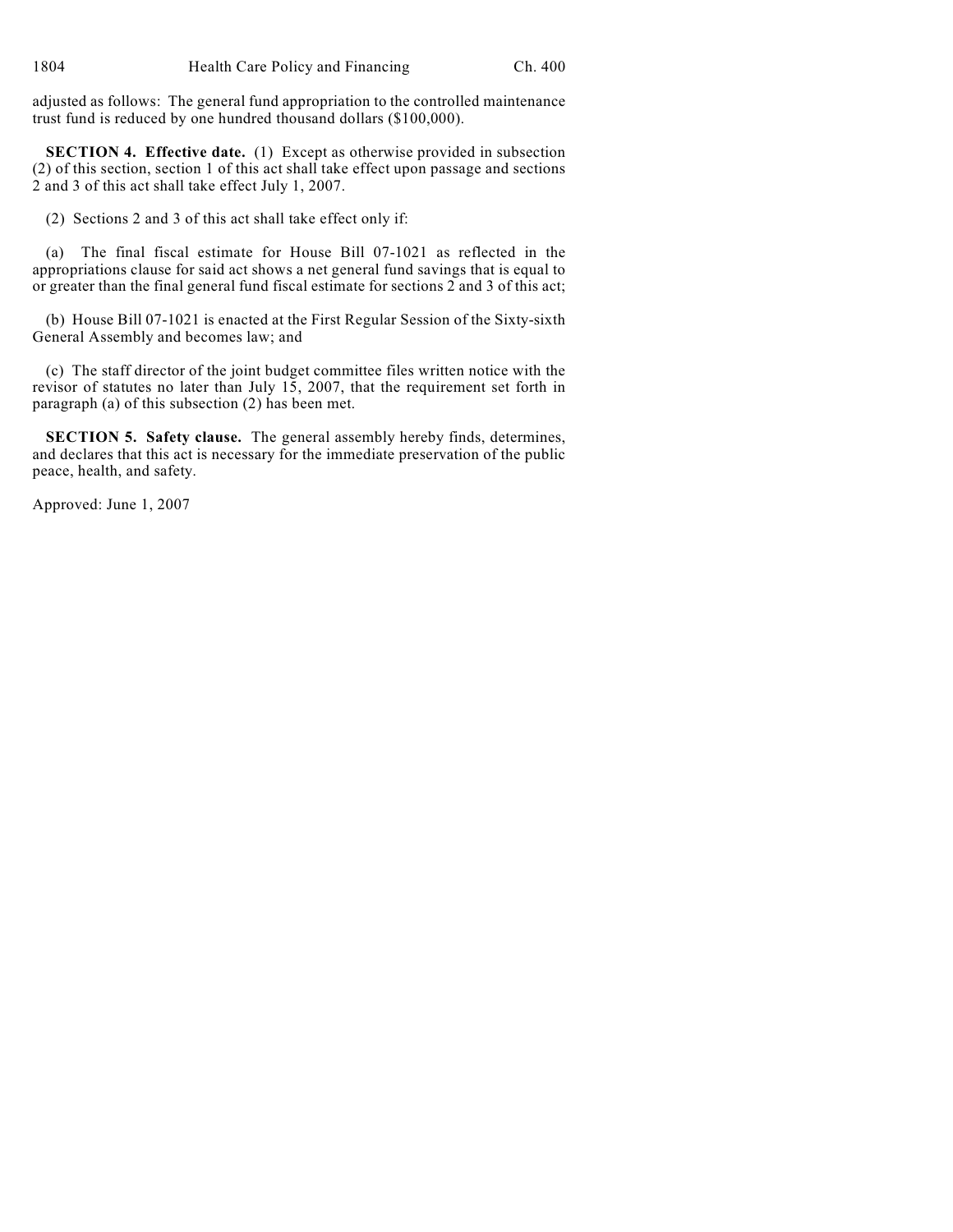adjusted as follows: The general fund appropriation to the controlled maintenance trust fund is reduced by one hundred thousand dollars ($100,000).

**SECTION 4. Effective date.** (1) Except as otherwise provided in subsection (2) of this section, section 1 of this act shall take effect upon passage and sections 2 and 3 of this act shall take effect July 1, 2007.

(2) Sections 2 and 3 of this act shall take effect only if:

(a) The final fiscal estimate for House Bill 07-1021 as reflected in the appropriations clause for said act shows a net general fund savings that is equal to or greater than the final general fund fiscal estimate for sections 2 and 3 of this act;

(b) House Bill 07-1021 is enacted at the First Regular Session of the Sixty-sixth General Assembly and becomes law; and

(c) The staff director of the joint budget committee files written notice with the revisor of statutes no later than July 15, 2007, that the requirement set forth in paragraph (a) of this subsection (2) has been met.

**SECTION 5. Safety clause.** The general assembly hereby finds, determines, and declares that this act is necessary for the immediate preservation of the public peace, health, and safety.

Approved: June 1, 2007